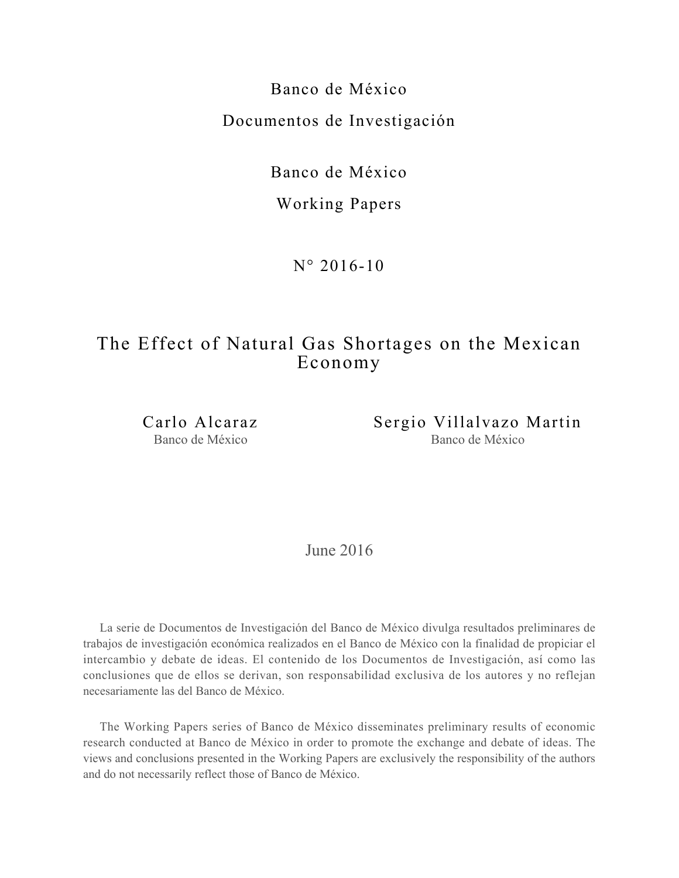Banco de México

Documentos de Investigación

Banco de México

Working Papers

N° 2016-10

# The Effect of Natural Gas Shortages on the Mexican Economy

Carlo Alcaraz
Banco de México

Sergio Villalvazo Martin
Banco de México

June 2016

La serie de Documentos de Investigación del Banco de México divulga resultados preliminares de trabajos de investigación económica realizados en el Banco de México con la finalidad de propiciar el intercambio y debate de ideas. El contenido de los Documentos de Investigación, así como las conclusiones que de ellos se derivan, son responsabilidad exclusiva de los autores y no reflejan necesariamente las del Banco de México.

The Working Papers series of Banco de México disseminates preliminary results of economic research conducted at Banco de México in order to promote the exchange and debate of ideas. The views and conclusions presented in the Working Papers are exclusively the responsibility of the authors and do not necessarily reflect those of Banco de México.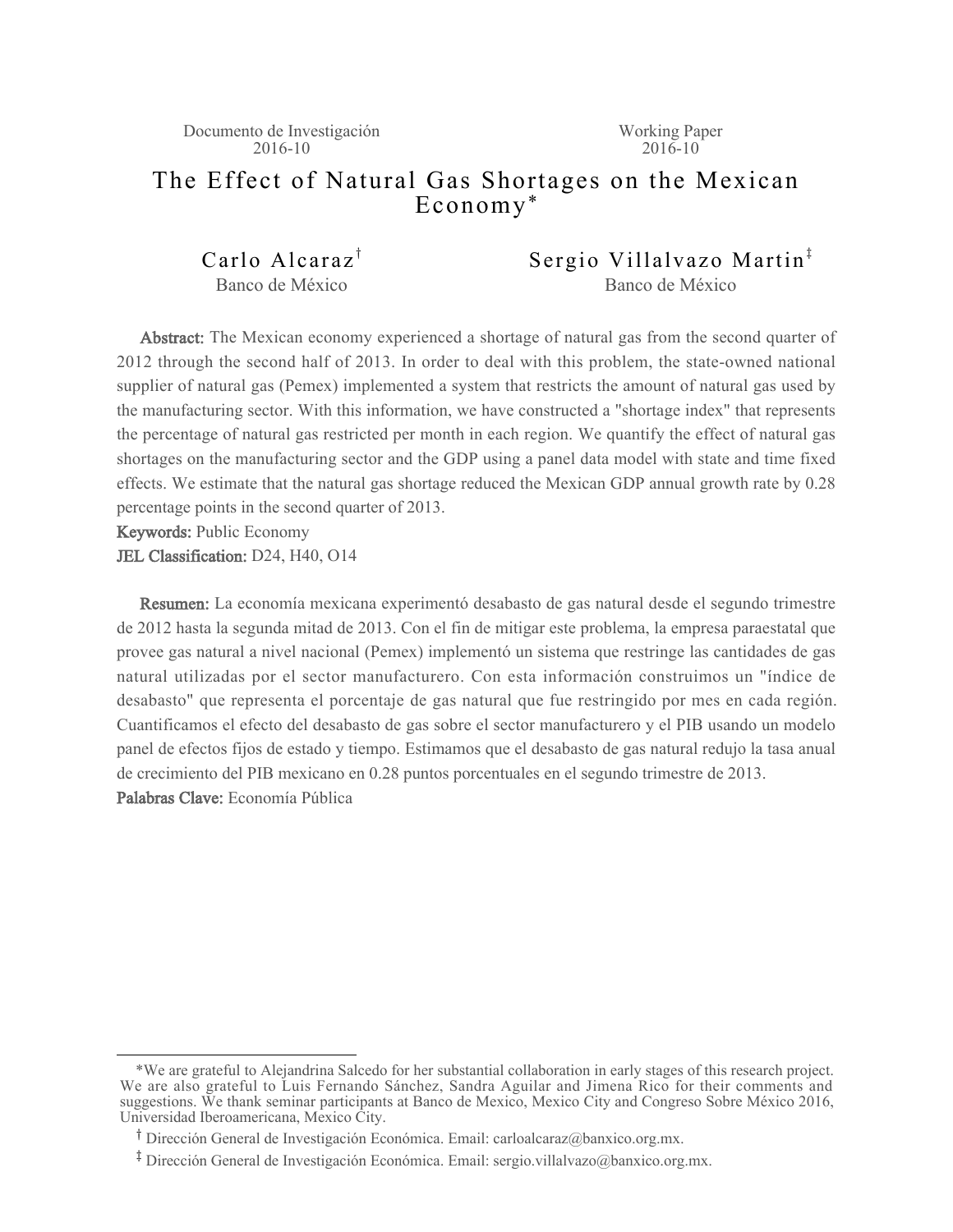Documento de Investigación 2016-10

Working Paper 2016-10

# The Effect of Natural Gas Shortages on the Mexican Economy*

Carlo Alcaraz[†]
Banco de México

Sergio Villalvazo Martin[‡]
Banco de México

**Abstract:** The Mexican economy experienced a shortage of natural gas from the second quarter of 2012 through the second half of 2013. In order to deal with this problem, the state-owned national supplier of natural gas (Pemex) implemented a system that restricts the amount of natural gas used by the manufacturing sector. With this information, we have constructed a "shortage index" that represents the percentage of natural gas restricted per month in each region. We quantify the effect of natural gas shortages on the manufacturing sector and the GDP using a panel data model with state and time fixed effects. We estimate that the natural gas shortage reduced the Mexican GDP annual growth rate by 0.28 percentage points in the second quarter of 2013.

**Keywords:** Public Economy

**JEL Classification:** D24, H40, O14

**Resumen:** La economía mexicana experimentó desabasto de gas natural desde el segundo trimestre de 2012 hasta la segunda mitad de 2013. Con el fin de mitigar este problema, la empresa paraestatal que provee gas natural a nivel nacional (Pemex) implementó un sistema que restringe las cantidades de gas natural utilizadas por el sector manufacturero. Con esta información construimos un "índice de desabasto" que representa el porcentaje de gas natural que fue restringido por mes en cada región. Cuantificamos el efecto del desabasto de gas sobre el sector manufacturero y el PIB usando un modelo panel de efectos fijos de estado y tiempo. Estimamos que el desabasto de gas natural redujo la tasa anual de crecimiento del PIB mexicano en 0.28 puntos porcentuales en el segundo trimestre de 2013.

**Palabras Clave:** Economía Pública

---

*We are grateful to Alejandrina Salcedo for her substantial collaboration in early stages of this research project. We are also grateful to Luis Fernando Sánchez, Sandra Aguilar and Jimena Rico for their comments and suggestions. We thank seminar participants at Banco de Mexico, Mexico City and Congreso Sobre México 2016, Universidad Iberoamericana, Mexico City.

[†] Dirección General de Investigación Económica. Email: carloalcaraz@banxico.org.mx.

[‡] Dirección General de Investigación Económica. Email: sergio.villalvazo@banxico.org.mx.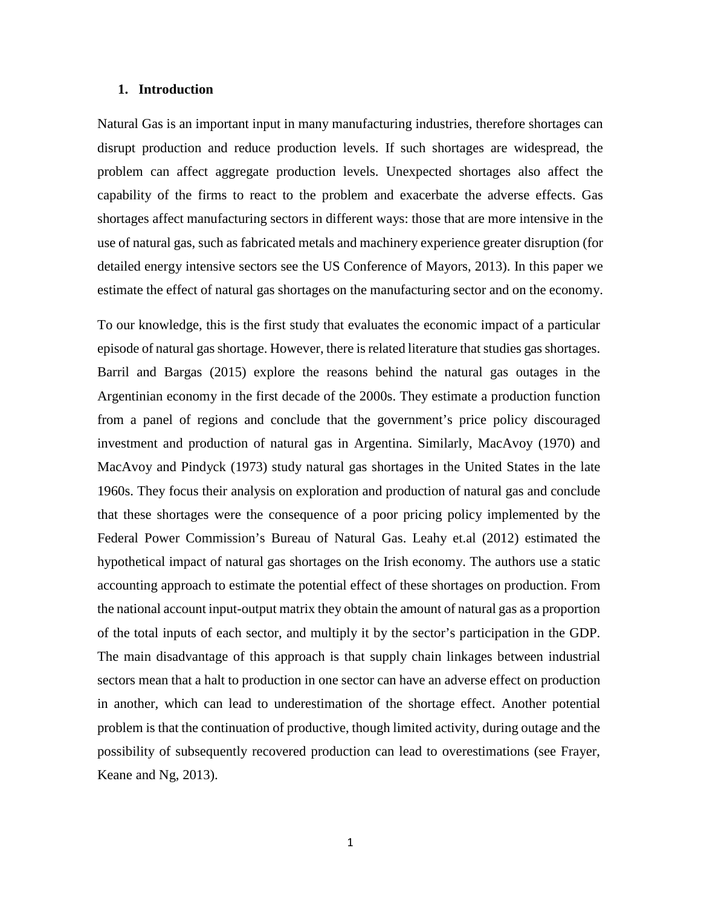## 1. Introduction

Natural Gas is an important input in many manufacturing industries, therefore shortages can disrupt production and reduce production levels. If such shortages are widespread, the problem can affect aggregate production levels. Unexpected shortages also affect the capability of the firms to react to the problem and exacerbate the adverse effects. Gas shortages affect manufacturing sectors in different ways: those that are more intensive in the use of natural gas, such as fabricated metals and machinery experience greater disruption (for detailed energy intensive sectors see the US Conference of Mayors, 2013). In this paper we estimate the effect of natural gas shortages on the manufacturing sector and on the economy.

To our knowledge, this is the first study that evaluates the economic impact of a particular episode of natural gas shortage. However, there is related literature that studies gas shortages. Barril and Bargas (2015) explore the reasons behind the natural gas outages in the Argentinian economy in the first decade of the 2000s. They estimate a production function from a panel of regions and conclude that the government's price policy discouraged investment and production of natural gas in Argentina. Similarly, MacAvoy (1970) and MacAvoy and Pindyck (1973) study natural gas shortages in the United States in the late 1960s. They focus their analysis on exploration and production of natural gas and conclude that these shortages were the consequence of a poor pricing policy implemented by the Federal Power Commission's Bureau of Natural Gas. Leahy et.al (2012) estimated the hypothetical impact of natural gas shortages on the Irish economy. The authors use a static accounting approach to estimate the potential effect of these shortages on production. From the national account input-output matrix they obtain the amount of natural gas as a proportion of the total inputs of each sector, and multiply it by the sector's participation in the GDP. The main disadvantage of this approach is that supply chain linkages between industrial sectors mean that a halt to production in one sector can have an adverse effect on production in another, which can lead to underestimation of the shortage effect. Another potential problem is that the continuation of productive, though limited activity, during outage and the possibility of subsequently recovered production can lead to overestimations (see Frayer, Keane and Ng, 2013).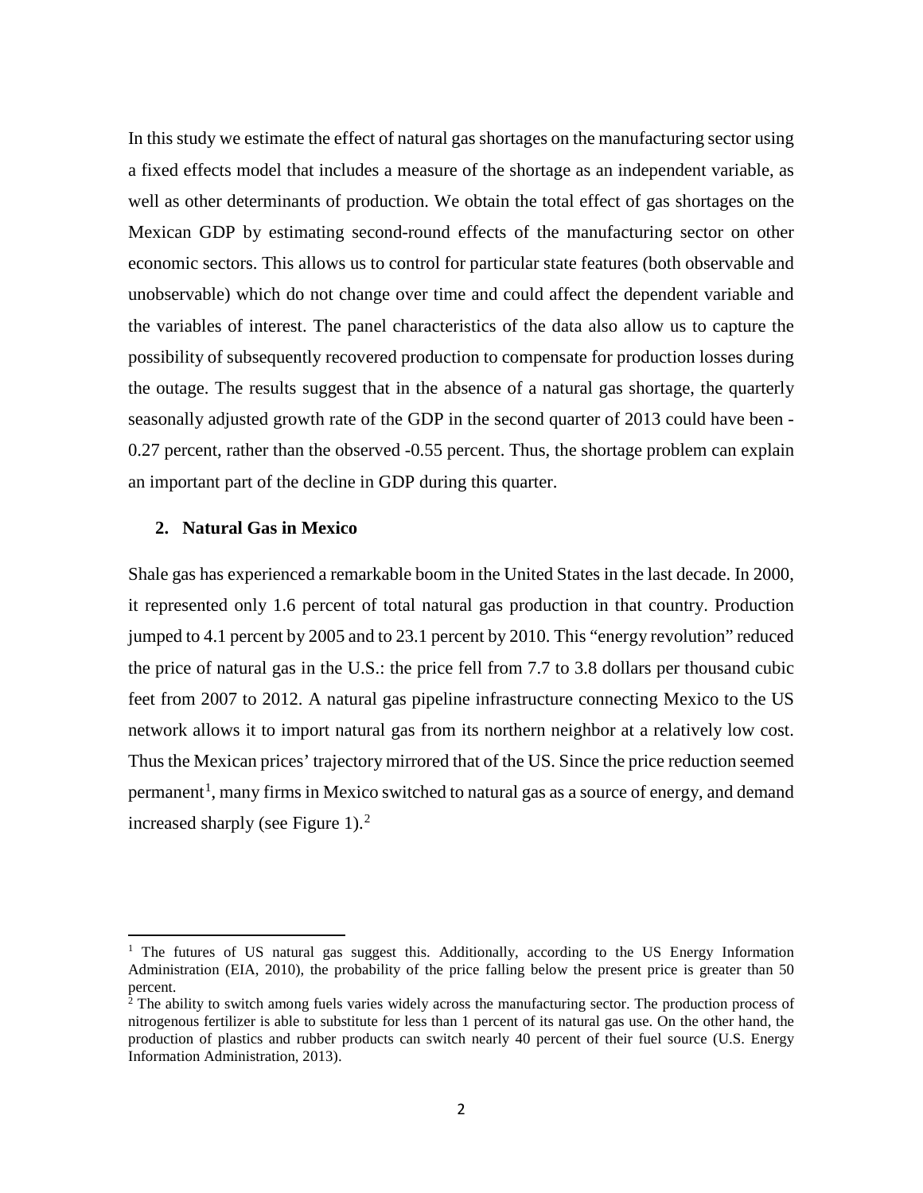In this study we estimate the effect of natural gas shortages on the manufacturing sector using a fixed effects model that includes a measure of the shortage as an independent variable, as well as other determinants of production. We obtain the total effect of gas shortages on the Mexican GDP by estimating second-round effects of the manufacturing sector on other economic sectors. This allows us to control for particular state features (both observable and unobservable) which do not change over time and could affect the dependent variable and the variables of interest. The panel characteristics of the data also allow us to capture the possibility of subsequently recovered production to compensate for production losses during the outage. The results suggest that in the absence of a natural gas shortage, the quarterly seasonally adjusted growth rate of the GDP in the second quarter of 2013 could have been -0.27 percent, rather than the observed -0.55 percent. Thus, the shortage problem can explain an important part of the decline in GDP during this quarter.

## 2. Natural Gas in Mexico

Shale gas has experienced a remarkable boom in the United States in the last decade. In 2000, it represented only 1.6 percent of total natural gas production in that country. Production jumped to 4.1 percent by 2005 and to 23.1 percent by 2010. This "energy revolution" reduced the price of natural gas in the U.S.: the price fell from 7.7 to 3.8 dollars per thousand cubic feet from 2007 to 2012. A natural gas pipeline infrastructure connecting Mexico to the US network allows it to import natural gas from its northern neighbor at a relatively low cost. Thus the Mexican prices' trajectory mirrored that of the US. Since the price reduction seemed permanent[1], many firms in Mexico switched to natural gas as a source of energy, and demand increased sharply (see Figure 1).[2]

[1] The futures of US natural gas suggest this. Additionally, according to the US Energy Information Administration (EIA, 2010), the probability of the price falling below the present price is greater than 50 percent.

[2] The ability to switch among fuels varies widely across the manufacturing sector. The production process of nitrogenous fertilizer is able to substitute for less than 1 percent of its natural gas use. On the other hand, the production of plastics and rubber products can switch nearly 40 percent of their fuel source (U.S. Energy Information Administration, 2013).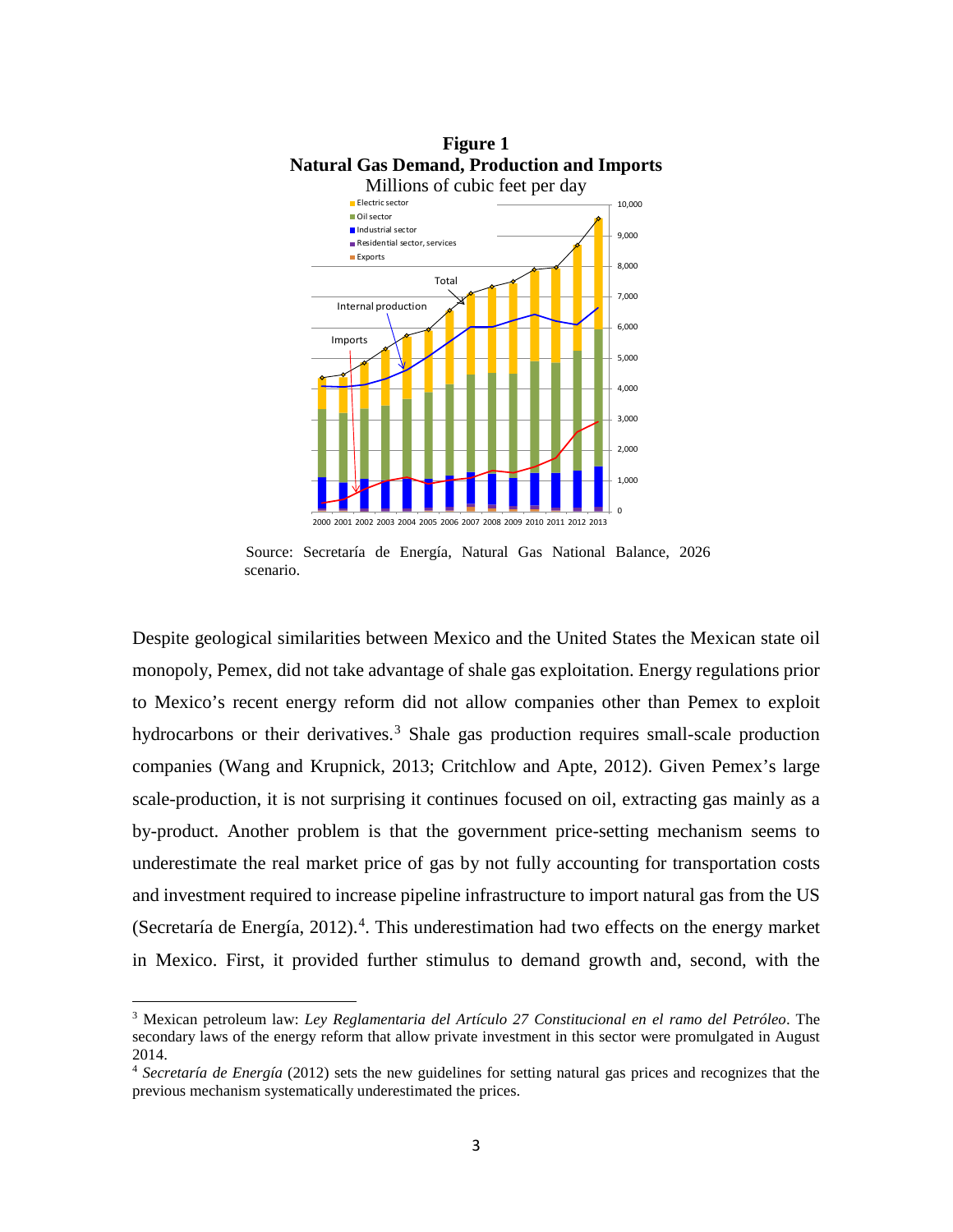**Figure 1**
**Natural Gas Demand, Production and Imports**
Millions of cubic feet per day

Source: Secretaría de Energía, Natural Gas National Balance, 2026 scenario.

Despite geological similarities between Mexico and the United States the Mexican state oil monopoly, Pemex, did not take advantage of shale gas exploitation. Energy regulations prior to Mexico's recent energy reform did not allow companies other than Pemex to exploit hydrocarbons or their derivatives.[3] Shale gas production requires small-scale production companies (Wang and Krupnick, 2013; Critchlow and Apte, 2012). Given Pemex's large scale-production, it is not surprising it continues focused on oil, extracting gas mainly as a by-product. Another problem is that the government price-setting mechanism seems to underestimate the real market price of gas by not fully accounting for transportation costs and investment required to increase pipeline infrastructure to import natural gas from the US (Secretaría de Energía, 2012).[4]. This underestimation had two effects on the energy market in Mexico. First, it provided further stimulus to demand growth and, second, with the

[3] Mexican petroleum law: *Ley Reglamentaria del Artículo 27 Constitucional en el ramo del Petróleo*. The secondary laws of the energy reform that allow private investment in this sector were promulgated in August 2014.

[4] *Secretaría de Energía* (2012) sets the new guidelines for setting natural gas prices and recognizes that the previous mechanism systematically underestimated the prices.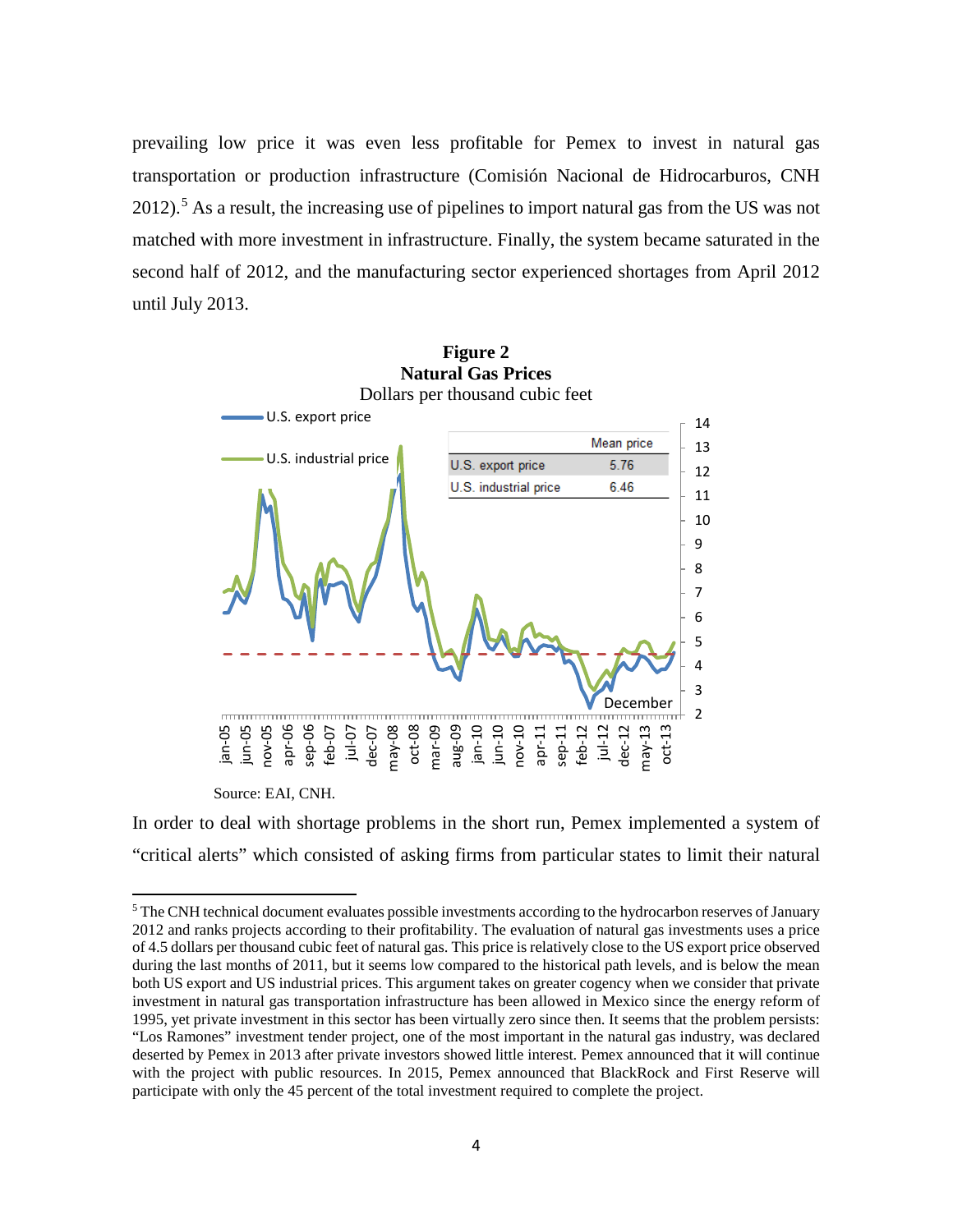prevailing low price it was even less profitable for Pemex to invest in natural gas transportation or production infrastructure (Comisión Nacional de Hidrocarburos, CNH 2012).[5] As a result, the increasing use of pipelines to import natural gas from the US was not matched with more investment in infrastructure. Finally, the system became saturated in the second half of 2012, and the manufacturing sector experienced shortages from April 2012 until July 2013.

**Figure 2**
**Natural Gas Prices**
Dollars per thousand cubic feet

| | Mean price |
|---|---|
| U.S. export price | 5.76 |
| U.S. industrial price | 6.46 |

Source: EAI, CNH.

In order to deal with shortage problems in the short run, Pemex implemented a system of "critical alerts" which consisted of asking firms from particular states to limit their natural

---

[5] The CNH technical document evaluates possible investments according to the hydrocarbon reserves of January 2012 and ranks projects according to their profitability. The evaluation of natural gas investments uses a price of 4.5 dollars per thousand cubic feet of natural gas. This price is relatively close to the US export price observed during the last months of 2011, but it seems low compared to the historical path levels, and is below the mean both US export and US industrial prices. This argument takes on greater cogency when we consider that private investment in natural gas transportation infrastructure has been allowed in Mexico since the energy reform of 1995, yet private investment in this sector has been virtually zero since then. It seems that the problem persists: "Los Ramones" investment tender project, one of the most important in the natural gas industry, was declared deserted by Pemex in 2013 after private investors showed little interest. Pemex announced that it will continue with the project with public resources. In 2015, Pemex announced that BlackRock and First Reserve will participate with only the 45 percent of the total investment required to complete the project.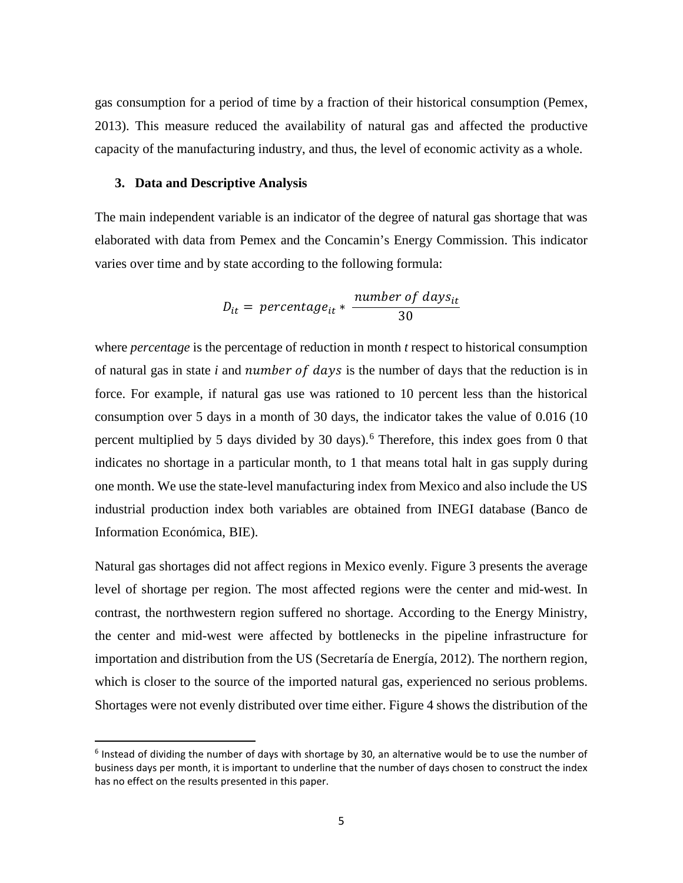gas consumption for a period of time by a fraction of their historical consumption (Pemex, 2013). This measure reduced the availability of natural gas and affected the productive capacity of the manufacturing industry, and thus, the level of economic activity as a whole.

## 3. Data and Descriptive Analysis

The main independent variable is an indicator of the degree of natural gas shortage that was elaborated with data from Pemex and the Concamin's Energy Commission. This indicator varies over time and by state according to the following formula:

$$D_{it} = percentage_{it} * \frac{number\ of\ days_{it}}{30}$$

where *percentage* is the percentage of reduction in month *t* respect to historical consumption of natural gas in state *i* and $number\ of\ days$ is the number of days that the reduction is in force. For example, if natural gas use was rationed to 10 percent less than the historical consumption over 5 days in a month of 30 days, the indicator takes the value of 0.016 (10 percent multiplied by 5 days divided by 30 days).[6] Therefore, this index goes from 0 that indicates no shortage in a particular month, to 1 that means total halt in gas supply during one month. We use the state-level manufacturing index from Mexico and also include the US industrial production index both variables are obtained from INEGI database (Banco de Information Económica, BIE).

Natural gas shortages did not affect regions in Mexico evenly. Figure 3 presents the average level of shortage per region. The most affected regions were the center and mid-west. In contrast, the northwestern region suffered no shortage. According to the Energy Ministry, the center and mid-west were affected by bottlenecks in the pipeline infrastructure for importation and distribution from the US (Secretaría de Energía, 2012). The northern region, which is closer to the source of the imported natural gas, experienced no serious problems. Shortages were not evenly distributed over time either. Figure 4 shows the distribution of the

[6] Instead of dividing the number of days with shortage by 30, an alternative would be to use the number of business days per month, it is important to underline that the number of days chosen to construct the index has no effect on the results presented in this paper.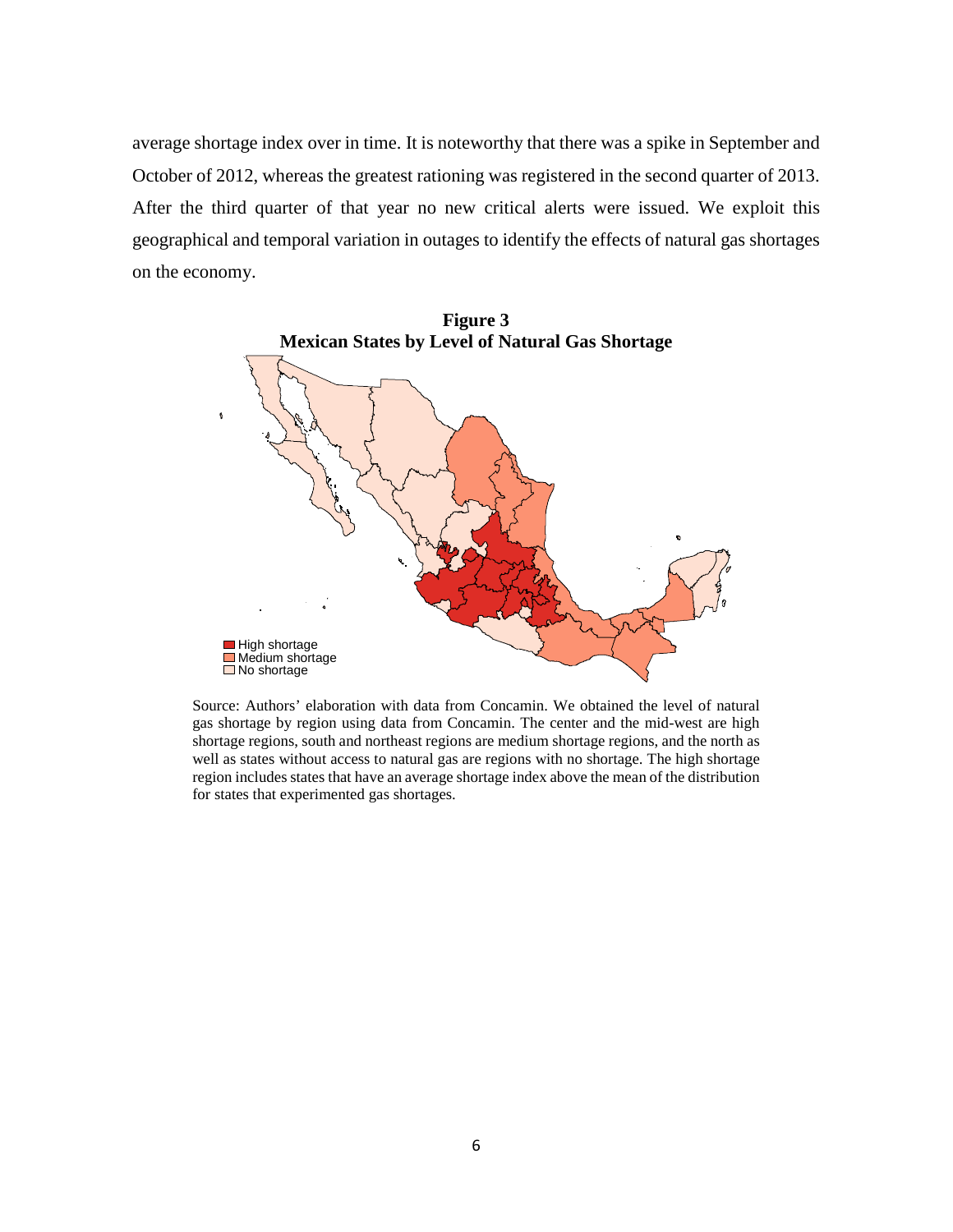average shortage index over in time. It is noteworthy that there was a spike in September and October of 2012, whereas the greatest rationing was registered in the second quarter of 2013. After the third quarter of that year no new critical alerts were issued. We exploit this geographical and temporal variation in outages to identify the effects of natural gas shortages on the economy.

**Figure 3**
**Mexican States by Level of Natural Gas Shortage**

High shortage
Medium shortage
No shortage

Source: Authors' elaboration with data from Concamin. We obtained the level of natural gas shortage by region using data from Concamin. The center and the mid-west are high shortage regions, south and northeast regions are medium shortage regions, and the north as well as states without access to natural gas are regions with no shortage. The high shortage region includes states that have an average shortage index above the mean of the distribution for states that experimented gas shortages.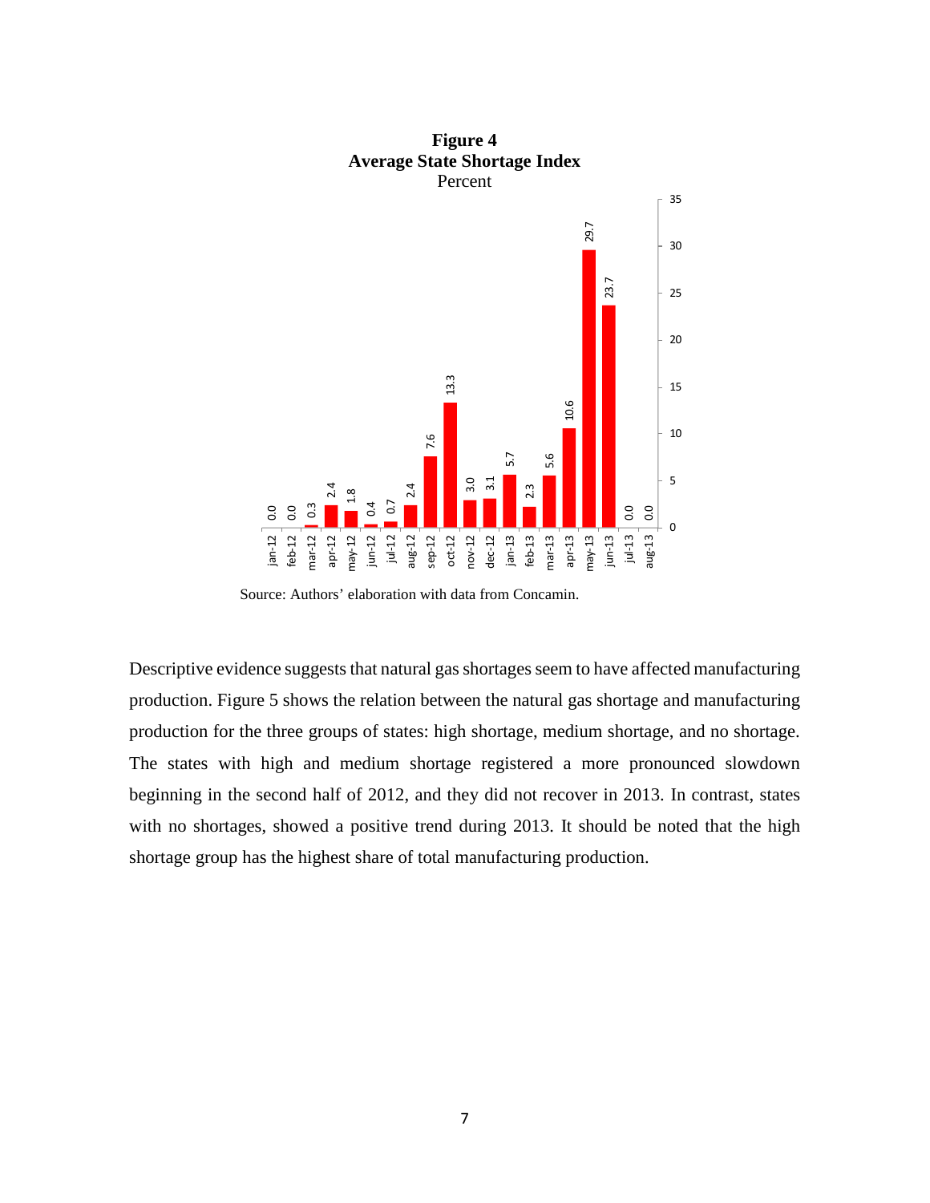**Figure 4**
**Average State Shortage Index**
Percent

Source: Authors' elaboration with data from Concamin.

Descriptive evidence suggests that natural gas shortages seem to have affected manufacturing production. Figure 5 shows the relation between the natural gas shortage and manufacturing production for the three groups of states: high shortage, medium shortage, and no shortage. The states with high and medium shortage registered a more pronounced slowdown beginning in the second half of 2012, and they did not recover in 2013. In contrast, states with no shortages, showed a positive trend during 2013. It should be noted that the high shortage group has the highest share of total manufacturing production.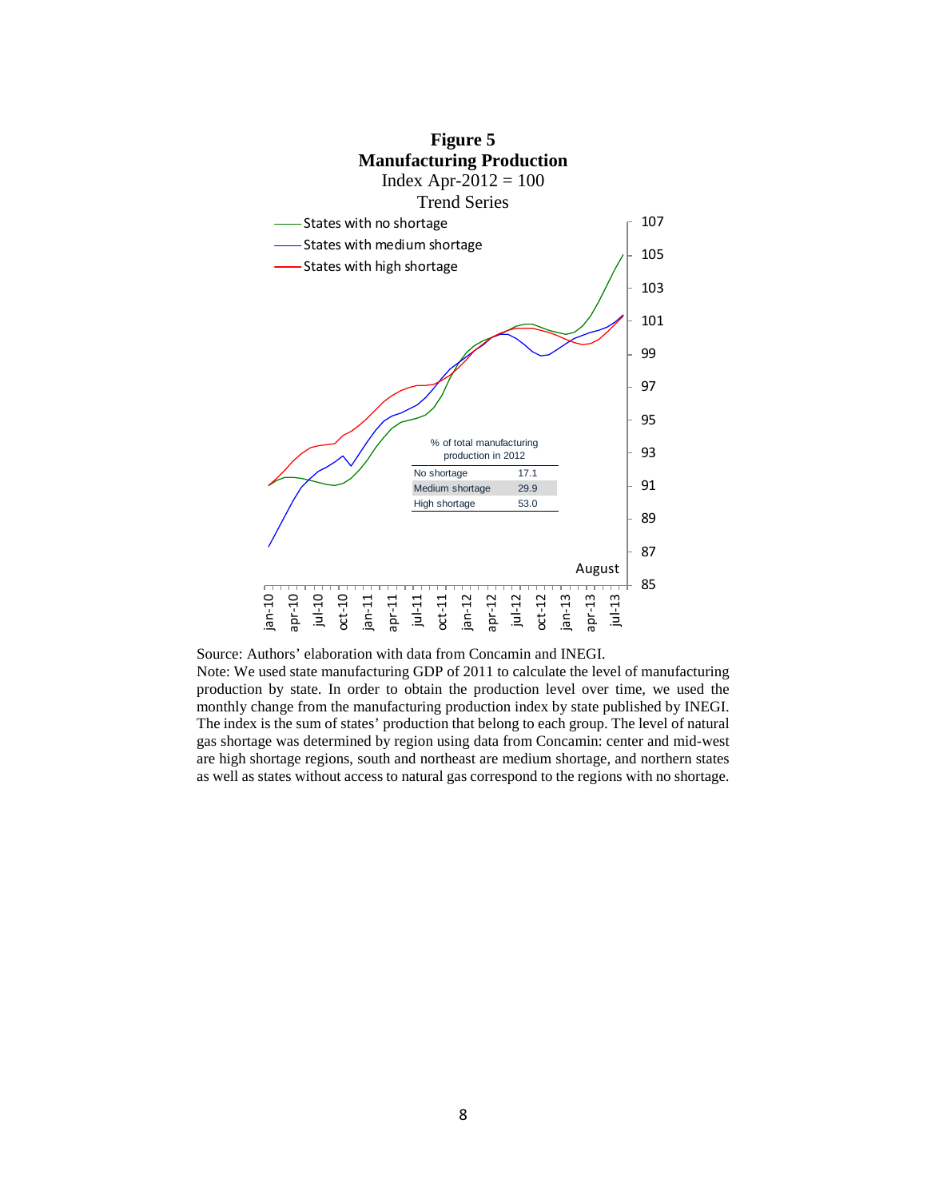**Figure 5**
**Manufacturing Production**
Index Apr-2012 = 100
Trend Series

| % of total manufacturing production in 2012 | |
|---|---|
| No shortage | 17.1 |
| Medium shortage | 29.9 |
| High shortage | 53.0 |

Source: Authors' elaboration with data from Concamin and INEGI.
Note: We used state manufacturing GDP of 2011 to calculate the level of manufacturing production by state. In order to obtain the production level over time, we used the monthly change from the manufacturing production index by state published by INEGI. The index is the sum of states' production that belong to each group. The level of natural gas shortage was determined by region using data from Concamin: center and mid-west are high shortage regions, south and northeast are medium shortage, and northern states as well as states without access to natural gas correspond to the regions with no shortage.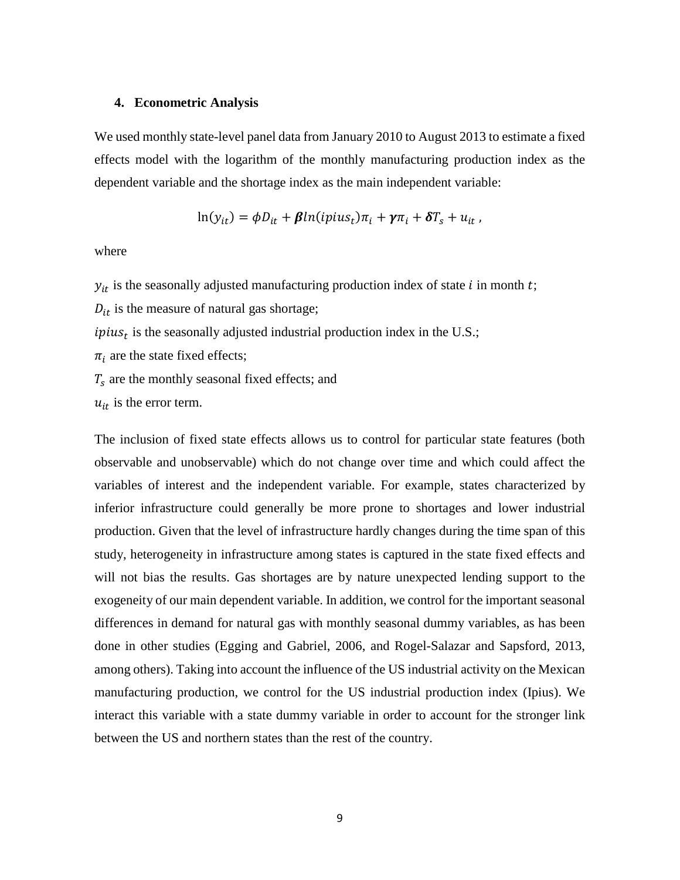## 4. Econometric Analysis

We used monthly state-level panel data from January 2010 to August 2013 to estimate a fixed effects model with the logarithm of the monthly manufacturing production index as the dependent variable and the shortage index as the main independent variable:

$$\ln(y_{it}) = \phi D_{it} + \boldsymbol{\beta} ln(ipius_t)\pi_i + \boldsymbol{\gamma}\pi_i + \boldsymbol{\delta} T_s + u_{it} \text{ ,}$$

where

$y_{it}$ is the seasonally adjusted manufacturing production index of state $i$ in month $t$;

$D_{it}$ is the measure of natural gas shortage;

$ipius_t$ is the seasonally adjusted industrial production index in the U.S.;

$\pi_i$ are the state fixed effects;

$T_s$ are the monthly seasonal fixed effects; and

$u_{it}$ is the error term.

The inclusion of fixed state effects allows us to control for particular state features (both observable and unobservable) which do not change over time and which could affect the variables of interest and the independent variable. For example, states characterized by inferior infrastructure could generally be more prone to shortages and lower industrial production. Given that the level of infrastructure hardly changes during the time span of this study, heterogeneity in infrastructure among states is captured in the state fixed effects and will not bias the results. Gas shortages are by nature unexpected lending support to the exogeneity of our main dependent variable. In addition, we control for the important seasonal differences in demand for natural gas with monthly seasonal dummy variables, as has been done in other studies (Egging and Gabriel, 2006, and Rogel-Salazar and Sapsford, 2013, among others). Taking into account the influence of the US industrial activity on the Mexican manufacturing production, we control for the US industrial production index (Ipius). We interact this variable with a state dummy variable in order to account for the stronger link between the US and northern states than the rest of the country.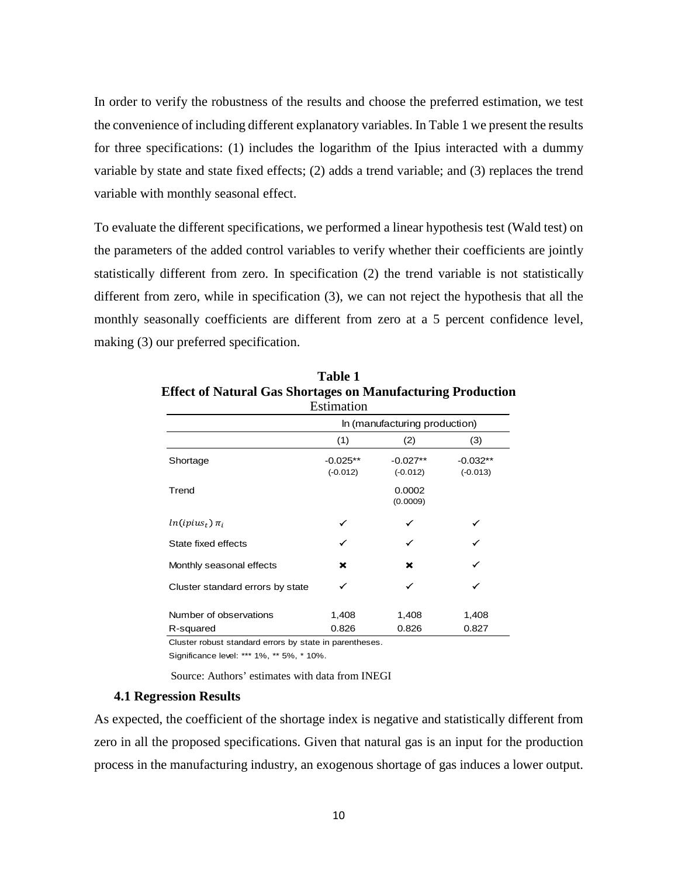In order to verify the robustness of the results and choose the preferred estimation, we test the convenience of including different explanatory variables. In Table 1 we present the results for three specifications: (1) includes the logarithm of the Ipius interacted with a dummy variable by state and state fixed effects; (2) adds a trend variable; and (3) replaces the trend variable with monthly seasonal effect.

To evaluate the different specifications, we performed a linear hypothesis test (Wald test) on the parameters of the added control variables to verify whether their coefficients are jointly statistically different from zero. In specification (2) the trend variable is not statistically different from zero, while in specification (3), we can not reject the hypothesis that all the monthly seasonally coefficients are different from zero at a 5 percent confidence level, making (3) our preferred specification.

**Table 1**
**Effect of Natural Gas Shortages on Manufacturing Production**
Estimation

| | ln (manufacturing production) | | |
|---|---|---|---|
| | (1) | (2) | (3) |
| Shortage | -0.025** (-0.012) | -0.027** (-0.012) | -0.032** (-0.013) |
| Trend | | 0.0002 (0.0009) | |
| $ln(ipius_t)\,\pi_i$ | ✓ | ✓ | ✓ |
| State fixed effects | ✓ | ✓ | ✓ |
| Monthly seasonal effects | ✖ | ✖ | ✓ |
| Cluster standard errors by state | ✓ | ✓ | ✓ |
| Number of observations | 1,408 | 1,408 | 1,408 |
| R-squared | 0.826 | 0.826 | 0.827 |

Cluster robust standard errors by state in parentheses.
Significance level: *** 1%, ** 5%, * 10%.

Source: Authors' estimates with data from INEGI

### 4.1 Regression Results

As expected, the coefficient of the shortage index is negative and statistically different from zero in all the proposed specifications. Given that natural gas is an input for the production process in the manufacturing industry, an exogenous shortage of gas induces a lower output.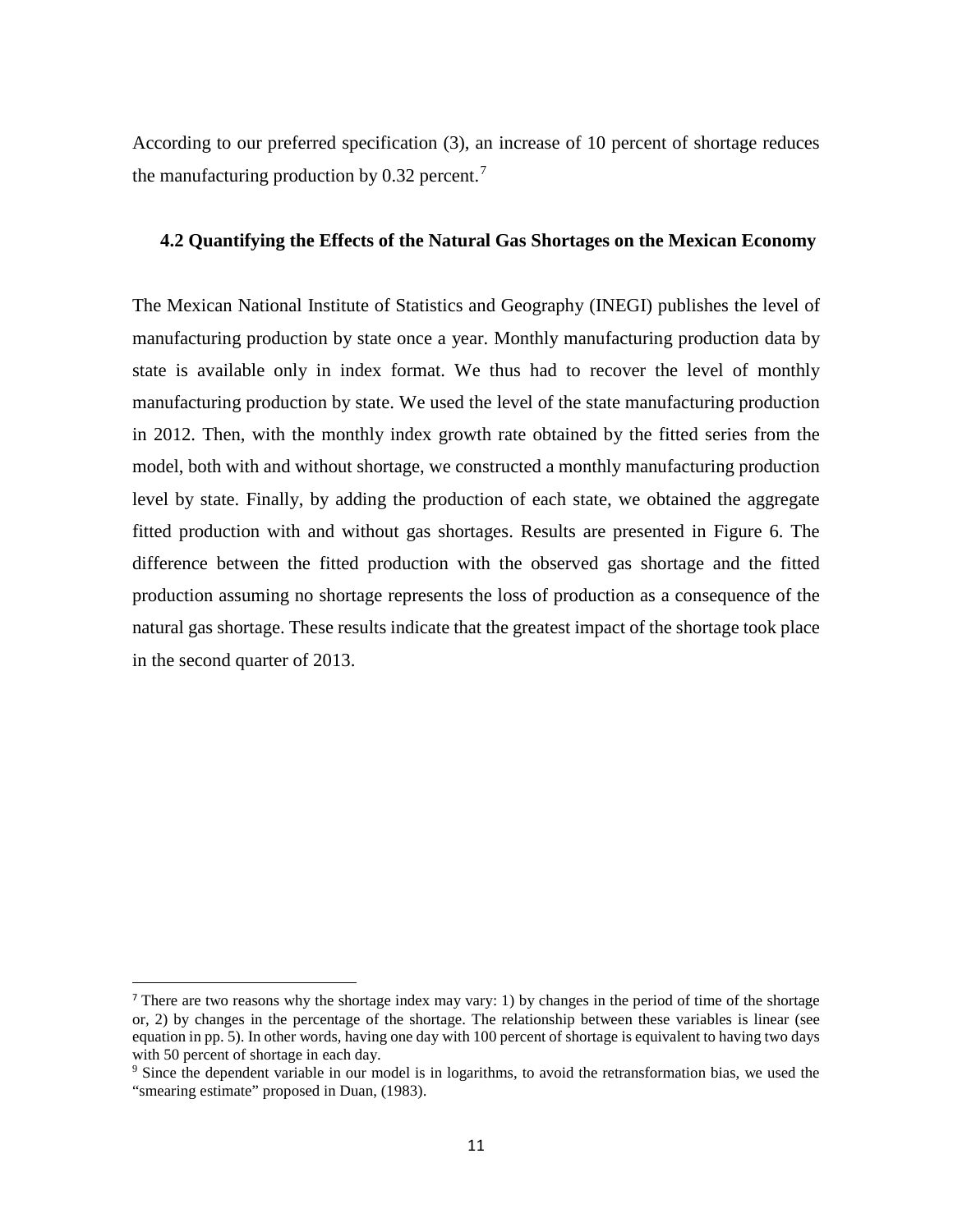According to our preferred specification (3), an increase of 10 percent of shortage reduces the manufacturing production by 0.32 percent.[7]

### 4.2 Quantifying the Effects of the Natural Gas Shortages on the Mexican Economy

The Mexican National Institute of Statistics and Geography (INEGI) publishes the level of manufacturing production by state once a year. Monthly manufacturing production data by state is available only in index format. We thus had to recover the level of monthly manufacturing production by state. We used the level of the state manufacturing production in 2012. Then, with the monthly index growth rate obtained by the fitted series from the model, both with and without shortage, we constructed a monthly manufacturing production level by state. Finally, by adding the production of each state, we obtained the aggregate fitted production with and without gas shortages. Results are presented in Figure 6. The difference between the fitted production with the observed gas shortage and the fitted production assuming no shortage represents the loss of production as a consequence of the natural gas shortage. These results indicate that the greatest impact of the shortage took place in the second quarter of 2013.

---

[7] There are two reasons why the shortage index may vary: 1) by changes in the period of time of the shortage or, 2) by changes in the percentage of the shortage. The relationship between these variables is linear (see equation in pp. 5). In other words, having one day with 100 percent of shortage is equivalent to having two days with 50 percent of shortage in each day.

[9] Since the dependent variable in our model is in logarithms, to avoid the retransformation bias, we used the "smearing estimate" proposed in Duan, (1983).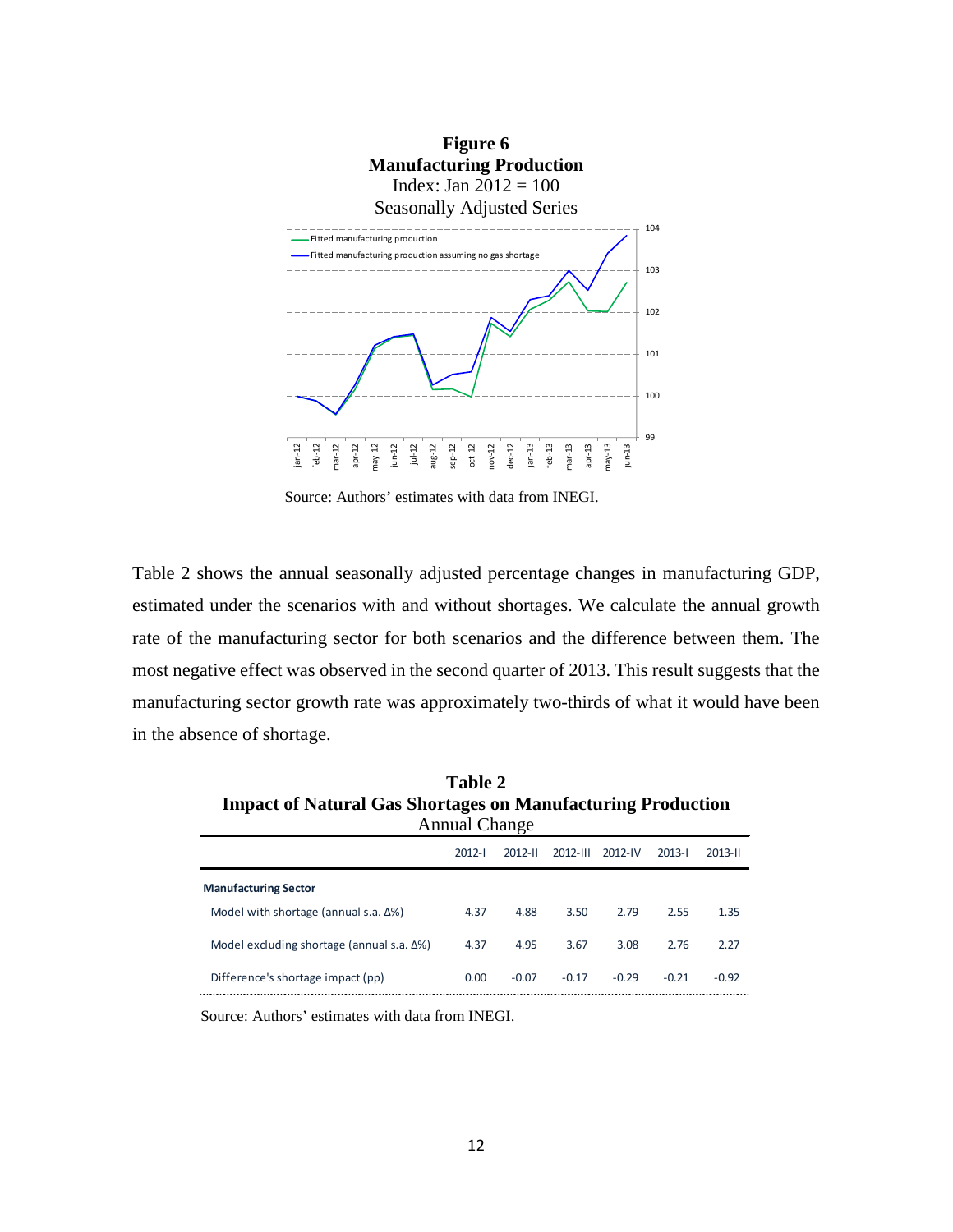**Figure 6**
**Manufacturing Production**
Index: Jan 2012 = 100
Seasonally Adjusted Series

Source: Authors' estimates with data from INEGI.

Table 2 shows the annual seasonally adjusted percentage changes in manufacturing GDP, estimated under the scenarios with and without shortages. We calculate the annual growth rate of the manufacturing sector for both scenarios and the difference between them. The most negative effect was observed in the second quarter of 2013. This result suggests that the manufacturing sector growth rate was approximately two-thirds of what it would have been in the absence of shortage.

**Table 2**
**Impact of Natural Gas Shortages on Manufacturing Production**
Annual Change

| | 2012-I | 2012-II | 2012-III | 2012-IV | 2013-I | 2013-II |
|---|---|---|---|---|---|---|
| **Manufacturing Sector** | | | | | | |
| Model with shortage (annual s.a. Δ%) | 4.37 | 4.88 | 3.50 | 2.79 | 2.55 | 1.35 |
| Model excluding shortage (annual s.a. Δ%) | 4.37 | 4.95 | 3.67 | 3.08 | 2.76 | 2.27 |
| Difference's shortage impact (pp) | 0.00 | -0.07 | -0.17 | -0.29 | -0.21 | -0.92 |

Source: Authors' estimates with data from INEGI.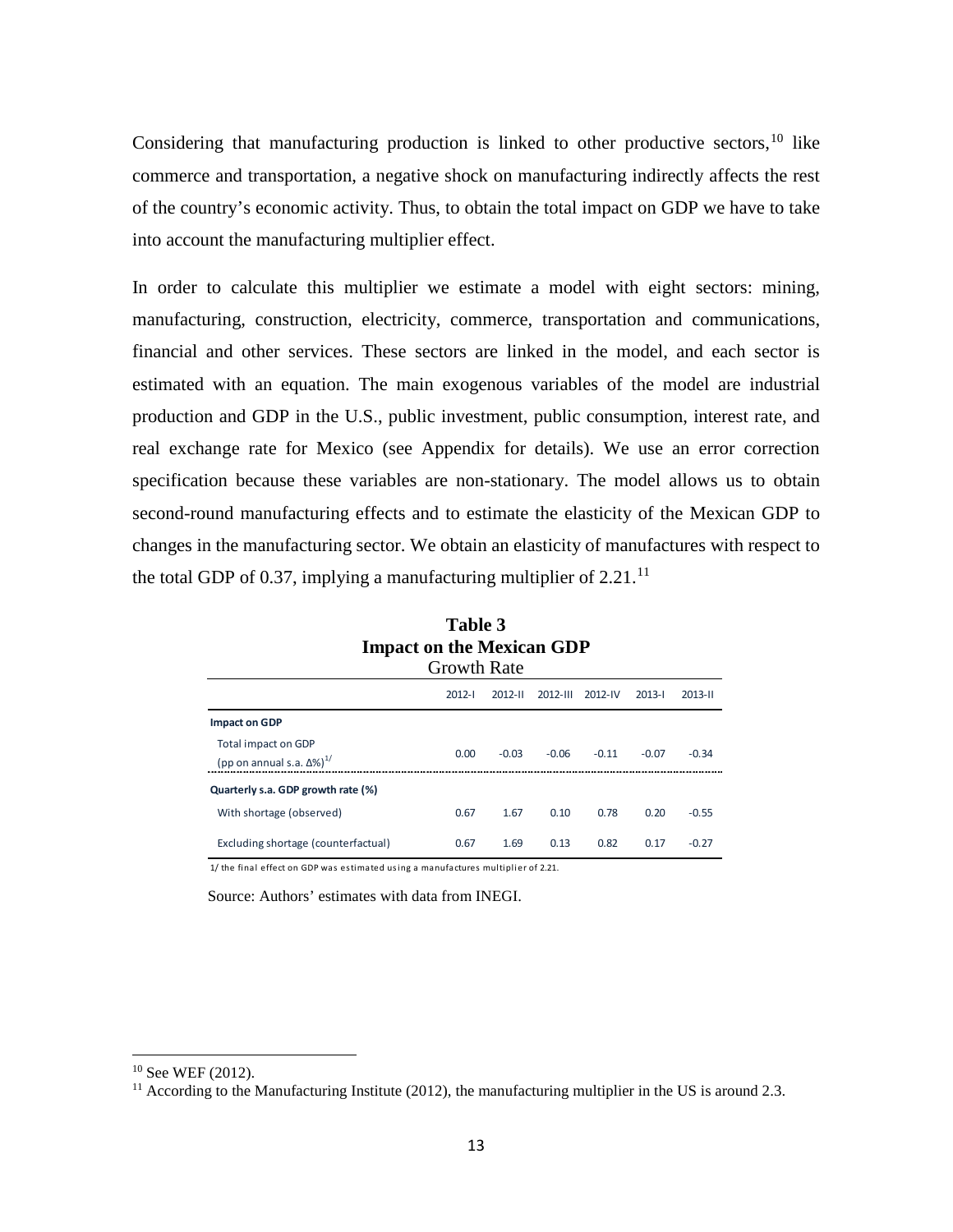Considering that manufacturing production is linked to other productive sectors,[10] like commerce and transportation, a negative shock on manufacturing indirectly affects the rest of the country's economic activity. Thus, to obtain the total impact on GDP we have to take into account the manufacturing multiplier effect.

In order to calculate this multiplier we estimate a model with eight sectors: mining, manufacturing, construction, electricity, commerce, transportation and communications, financial and other services. These sectors are linked in the model, and each sector is estimated with an equation. The main exogenous variables of the model are industrial production and GDP in the U.S., public investment, public consumption, interest rate, and real exchange rate for Mexico (see Appendix for details). We use an error correction specification because these variables are non-stationary. The model allows us to obtain second-round manufacturing effects and to estimate the elasticity of the Mexican GDP to changes in the manufacturing sector. We obtain an elasticity of manufactures with respect to the total GDP of 0.37, implying a manufacturing multiplier of 2.21.[11]

**Table 3**
**Impact on the Mexican GDP**
Growth Rate

| | 2012-I | 2012-II | 2012-III | 2012-IV | 2013-I | 2013-II |
|---|---|---|---|---|---|---|
| **Impact on GDP** | | | | | | |
| Total impact on GDP (pp on annual s.a. Δ%)[1/] | 0.00 | -0.03 | -0.06 | -0.11 | -0.07 | -0.34 |
| **Quarterly s.a. GDP growth rate (%)** | | | | | | |
| With shortage (observed) | 0.67 | 1.67 | 0.10 | 0.78 | 0.20 | -0.55 |
| Excluding shortage (counterfactual) | 0.67 | 1.69 | 0.13 | 0.82 | 0.17 | -0.27 |

1/ the final effect on GDP was estimated using a manufactures multiplier of 2.21.

Source: Authors' estimates with data from INEGI.

[10] See WEF (2012).

[11] According to the Manufacturing Institute (2012), the manufacturing multiplier in the US is around 2.3.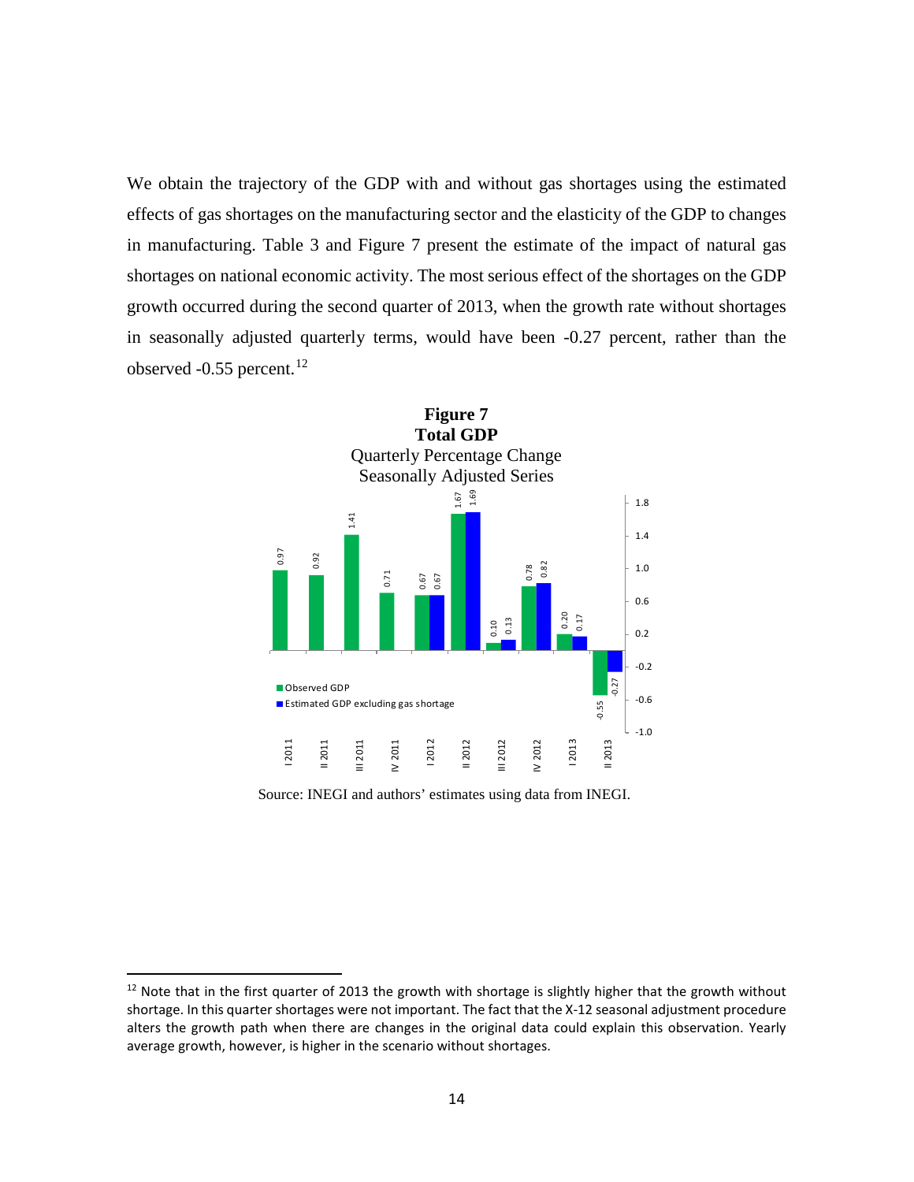We obtain the trajectory of the GDP with and without gas shortages using the estimated effects of gas shortages on the manufacturing sector and the elasticity of the GDP to changes in manufacturing. Table 3 and Figure 7 present the estimate of the impact of natural gas shortages on national economic activity. The most serious effect of the shortages on the GDP growth occurred during the second quarter of 2013, when the growth rate without shortages in seasonally adjusted quarterly terms, would have been -0.27 percent, rather than the observed -0.55 percent.[12]

**Figure 7**
**Total GDP**
Quarterly Percentage Change
Seasonally Adjusted Series

| Quarter | Observed GDP | Estimated GDP excluding gas shortage |
|---|---|---|
| I 2011 | 0.97 | |
| II 2011 | 0.92 | |
| III 2011 | 1.41 | |
| IV 2011 | 0.71 | |
| I 2012 | 0.67 | 0.67 |
| II 2012 | 1.67 | 1.69 |
| III 2012 | 0.10 | 0.13 |
| IV 2012 | 0.78 | 0.82 |
| I 2013 | 0.20 | 0.17 |
| II 2013 | -0.55 | -0.27 |

Source: INEGI and authors' estimates using data from INEGI.

[12] Note that in the first quarter of 2013 the growth with shortage is slightly higher that the growth without shortage. In this quarter shortages were not important. The fact that the X-12 seasonal adjustment procedure alters the growth path when there are changes in the original data could explain this observation. Yearly average growth, however, is higher in the scenario without shortages.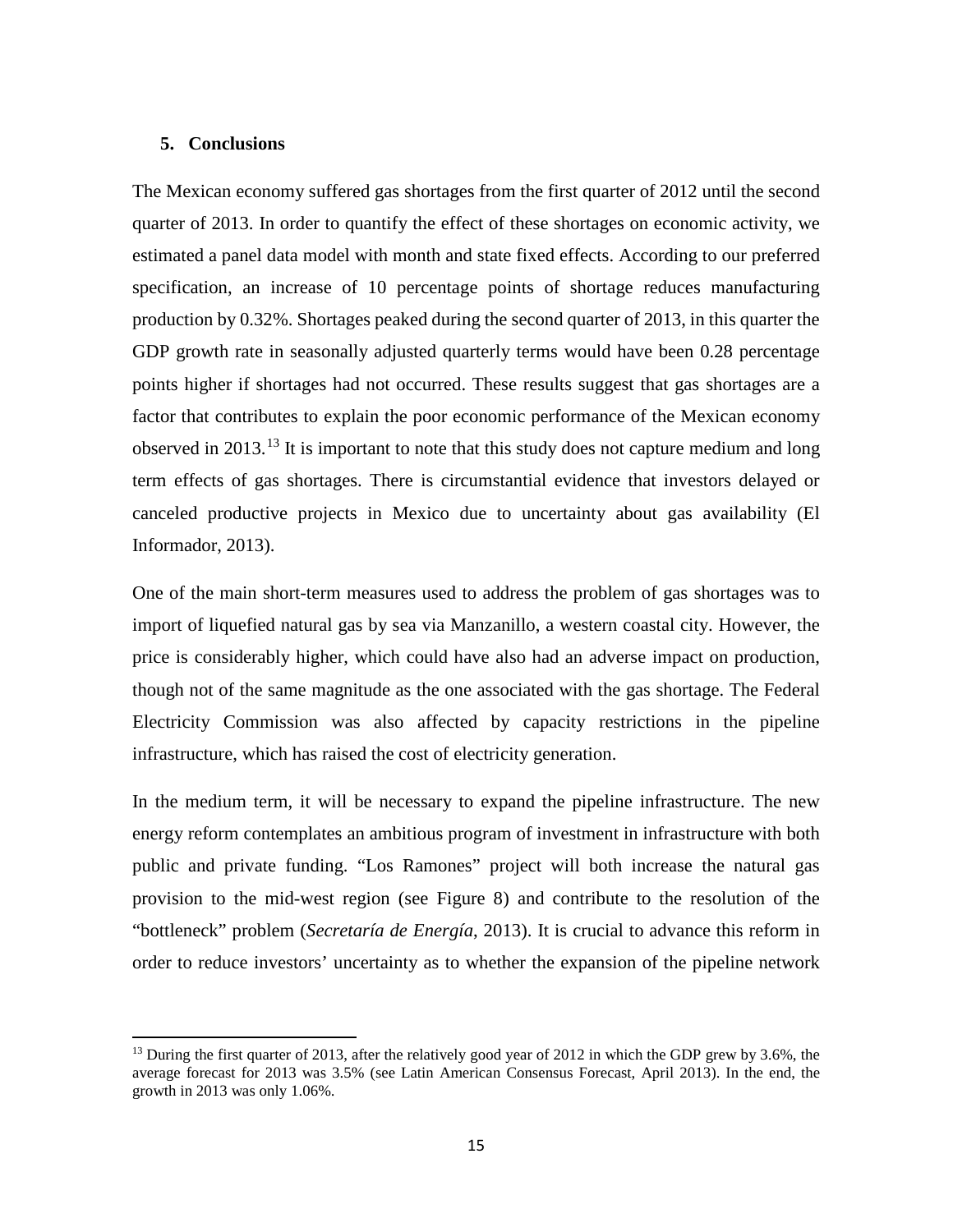## 5. Conclusions

The Mexican economy suffered gas shortages from the first quarter of 2012 until the second quarter of 2013. In order to quantify the effect of these shortages on economic activity, we estimated a panel data model with month and state fixed effects. According to our preferred specification, an increase of 10 percentage points of shortage reduces manufacturing production by 0.32%. Shortages peaked during the second quarter of 2013, in this quarter the GDP growth rate in seasonally adjusted quarterly terms would have been 0.28 percentage points higher if shortages had not occurred. These results suggest that gas shortages are a factor that contributes to explain the poor economic performance of the Mexican economy observed in 2013.[13] It is important to note that this study does not capture medium and long term effects of gas shortages. There is circumstantial evidence that investors delayed or canceled productive projects in Mexico due to uncertainty about gas availability (El Informador, 2013).

One of the main short-term measures used to address the problem of gas shortages was to import of liquefied natural gas by sea via Manzanillo, a western coastal city. However, the price is considerably higher, which could have also had an adverse impact on production, though not of the same magnitude as the one associated with the gas shortage. The Federal Electricity Commission was also affected by capacity restrictions in the pipeline infrastructure, which has raised the cost of electricity generation.

In the medium term, it will be necessary to expand the pipeline infrastructure. The new energy reform contemplates an ambitious program of investment in infrastructure with both public and private funding. "Los Ramones" project will both increase the natural gas provision to the mid-west region (see Figure 8) and contribute to the resolution of the "bottleneck" problem (*Secretaría de Energía*, 2013). It is crucial to advance this reform in order to reduce investors' uncertainty as to whether the expansion of the pipeline network

[13] During the first quarter of 2013, after the relatively good year of 2012 in which the GDP grew by 3.6%, the average forecast for 2013 was 3.5% (see Latin American Consensus Forecast, April 2013). In the end, the growth in 2013 was only 1.06%.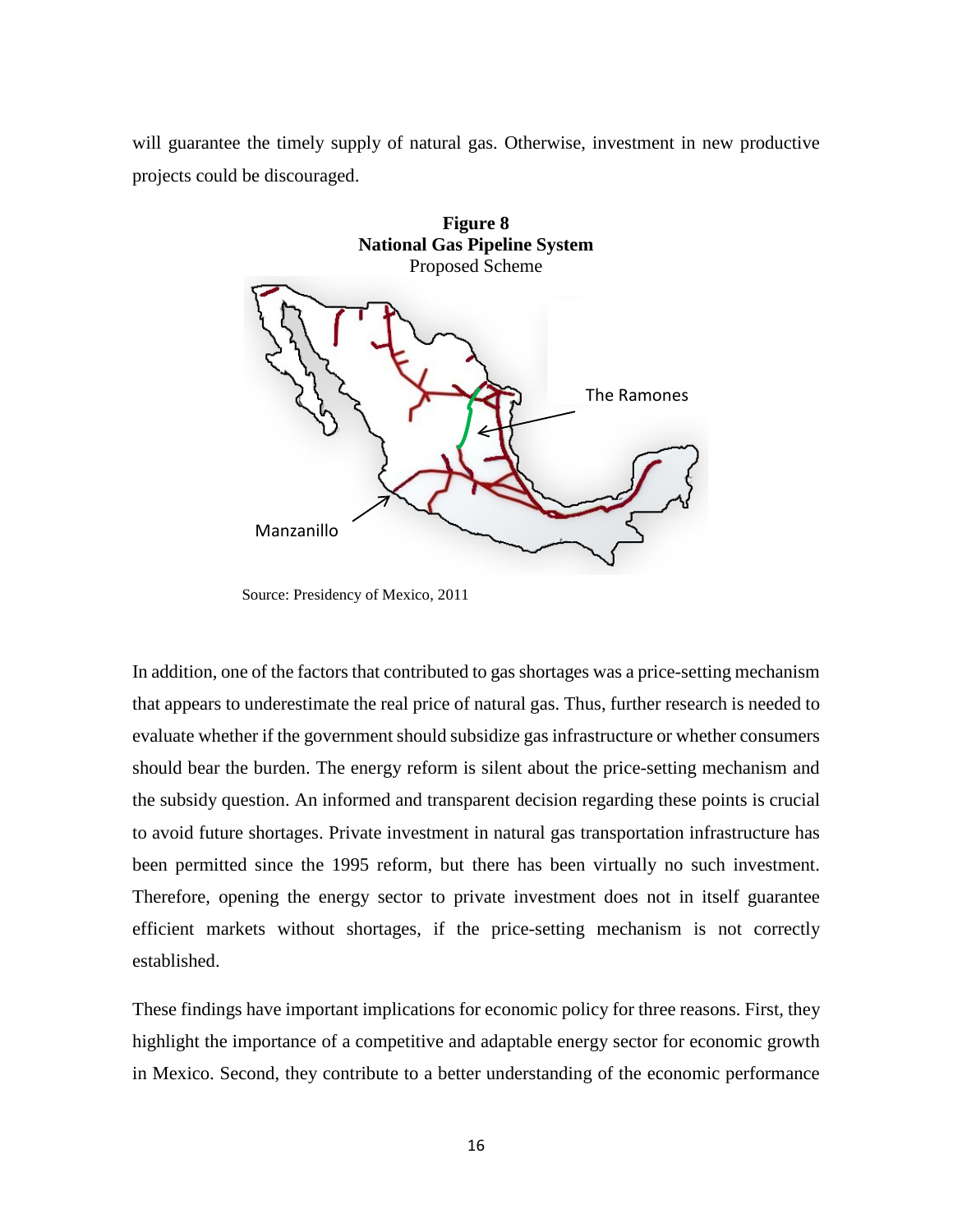will guarantee the timely supply of natural gas. Otherwise, investment in new productive projects could be discouraged.

**Figure 8**
**National Gas Pipeline System**
Proposed Scheme

Source: Presidency of Mexico, 2011

In addition, one of the factors that contributed to gas shortages was a price-setting mechanism that appears to underestimate the real price of natural gas. Thus, further research is needed to evaluate whether if the government should subsidize gas infrastructure or whether consumers should bear the burden. The energy reform is silent about the price-setting mechanism and the subsidy question. An informed and transparent decision regarding these points is crucial to avoid future shortages. Private investment in natural gas transportation infrastructure has been permitted since the 1995 reform, but there has been virtually no such investment. Therefore, opening the energy sector to private investment does not in itself guarantee efficient markets without shortages, if the price-setting mechanism is not correctly established.

These findings have important implications for economic policy for three reasons. First, they highlight the importance of a competitive and adaptable energy sector for economic growth in Mexico. Second, they contribute to a better understanding of the economic performance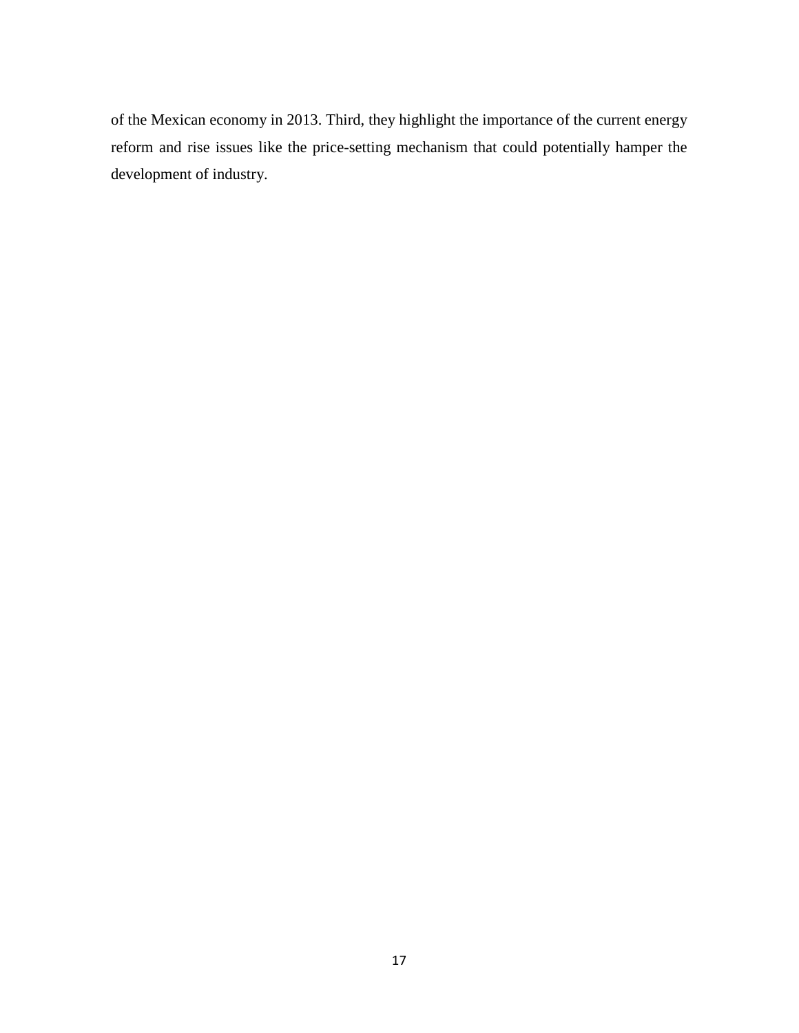of the Mexican economy in 2013. Third, they highlight the importance of the current energy reform and rise issues like the price-setting mechanism that could potentially hamper the development of industry.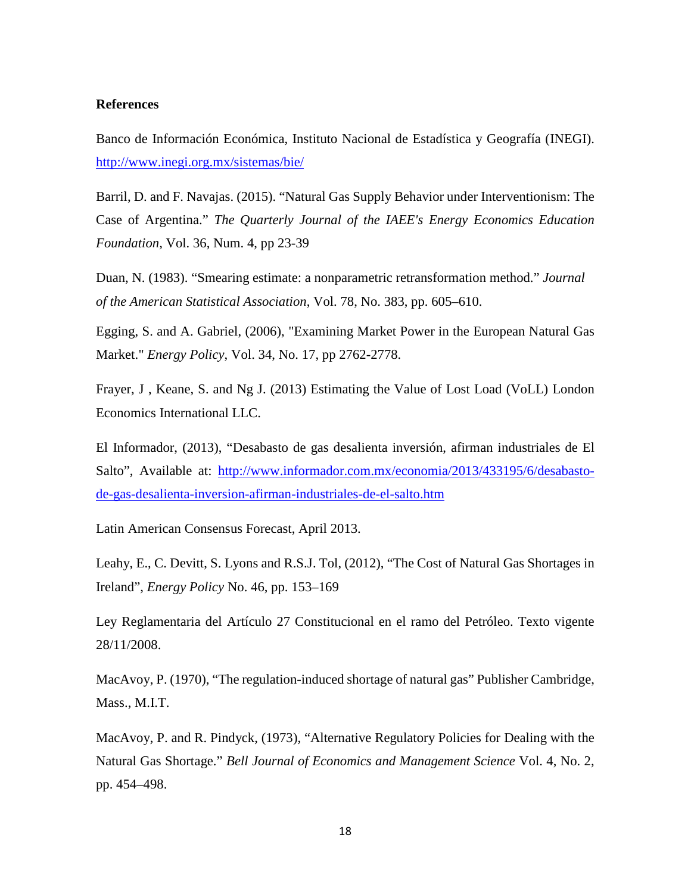**References**

Banco de Información Económica, Instituto Nacional de Estadística y Geografía (INEGI). http://www.inegi.org.mx/sistemas/bie/

Barril, D. and F. Navajas. (2015). "Natural Gas Supply Behavior under Interventionism: The Case of Argentina." *The Quarterly Journal of the IAEE's Energy Economics Education Foundation*, Vol. 36, Num. 4, pp 23-39

Duan, N. (1983). "Smearing estimate: a nonparametric retransformation method." *Journal of the American Statistical Association*, Vol. 78, No. 383, pp. 605–610.

Egging, S. and A. Gabriel, (2006), "Examining Market Power in the European Natural Gas Market." *Energy Policy*, Vol. 34, No. 17, pp 2762-2778.

Frayer, J , Keane, S. and Ng J. (2013) Estimating the Value of Lost Load (VoLL) London Economics International LLC.

El Informador, (2013), "Desabasto de gas desalienta inversión, afirman industriales de El Salto", Available at: http://www.informador.com.mx/economia/2013/433195/6/desabasto-de-gas-desalienta-inversion-afirman-industriales-de-el-salto.htm

Latin American Consensus Forecast, April 2013.

Leahy, E., C. Devitt, S. Lyons and R.S.J. Tol, (2012), "The Cost of Natural Gas Shortages in Ireland", *Energy Policy* No. 46, pp. 153–169

Ley Reglamentaria del Artículo 27 Constitucional en el ramo del Petróleo. Texto vigente 28/11/2008.

MacAvoy, P. (1970), "The regulation-induced shortage of natural gas" Publisher Cambridge, Mass., M.I.T.

MacAvoy, P. and R. Pindyck, (1973), "Alternative Regulatory Policies for Dealing with the Natural Gas Shortage." *Bell Journal of Economics and Management Science* Vol. 4, No. 2, pp. 454–498.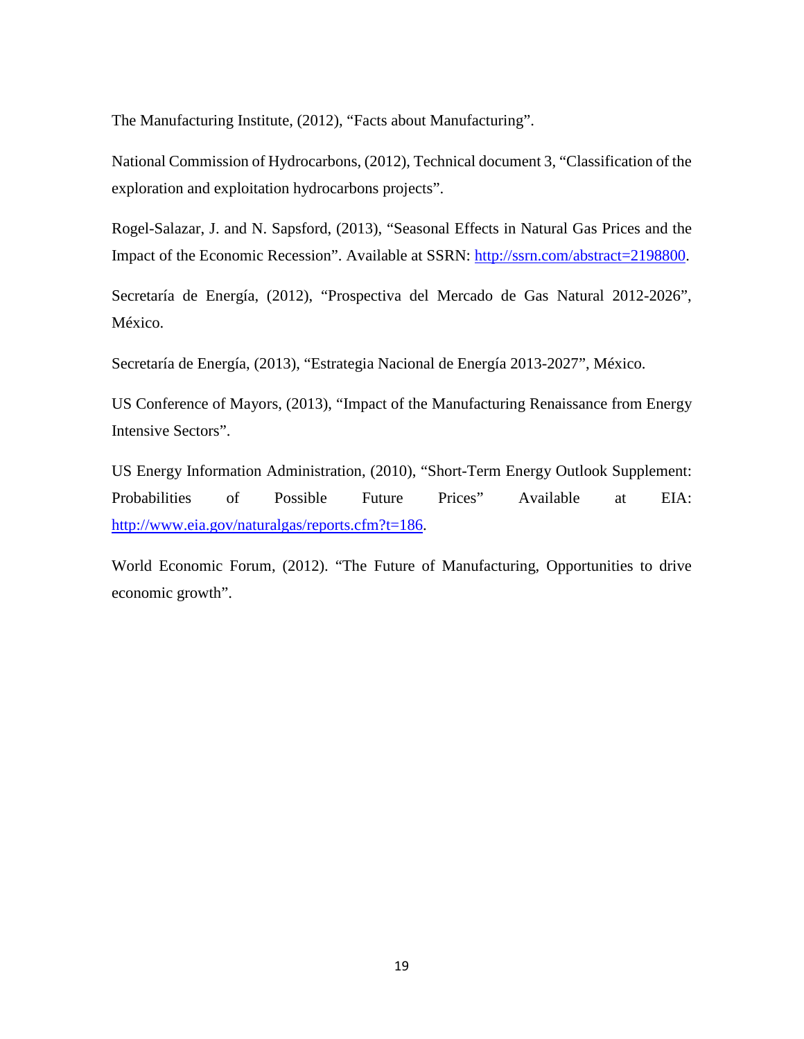The Manufacturing Institute, (2012), “Facts about Manufacturing”.

National Commission of Hydrocarbons, (2012), Technical document 3, “Classification of the exploration and exploitation hydrocarbons projects”.

Rogel-Salazar, J. and N. Sapsford, (2013), “Seasonal Effects in Natural Gas Prices and the Impact of the Economic Recession”. Available at SSRN: http://ssrn.com/abstract=2198800.

Secretaría de Energía, (2012), “Prospectiva del Mercado de Gas Natural 2012-2026”, México.

Secretaría de Energía, (2013), “Estrategia Nacional de Energía 2013-2027”, México.

US Conference of Mayors, (2013), “Impact of the Manufacturing Renaissance from Energy Intensive Sectors”.

US Energy Information Administration, (2010), “Short-Term Energy Outlook Supplement: Probabilities of Possible Future Prices” Available at EIA: http://www.eia.gov/naturalgas/reports.cfm?t=186.

World Economic Forum, (2012). “The Future of Manufacturing, Opportunities to drive economic growth”.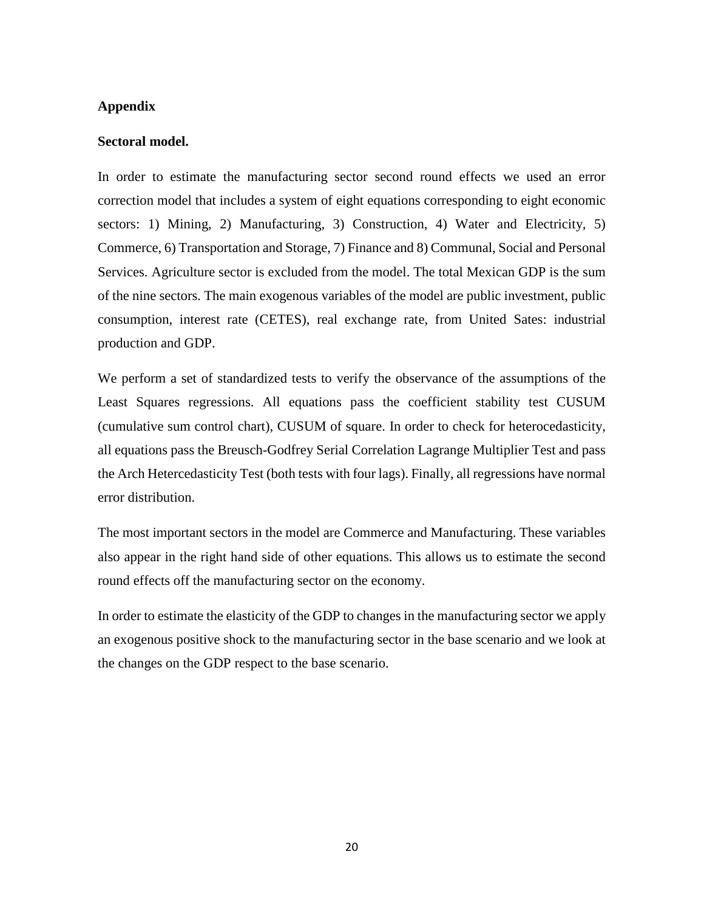## Appendix

### Sectoral model.

In order to estimate the manufacturing sector second round effects we used an error correction model that includes a system of eight equations corresponding to eight economic sectors: 1) Mining, 2) Manufacturing, 3) Construction, 4) Water and Electricity, 5) Commerce, 6) Transportation and Storage, 7) Finance and 8) Communal, Social and Personal Services. Agriculture sector is excluded from the model. The total Mexican GDP is the sum of the nine sectors. The main exogenous variables of the model are public investment, public consumption, interest rate (CETES), real exchange rate, from United Sates: industrial production and GDP.

We perform a set of standardized tests to verify the observance of the assumptions of the Least Squares regressions. All equations pass the coefficient stability test CUSUM (cumulative sum control chart), CUSUM of square. In order to check for heterocedasticity, all equations pass the Breusch-Godfrey Serial Correlation Lagrange Multiplier Test and pass the Arch Hetercedasticity Test (both tests with four lags). Finally, all regressions have normal error distribution.

The most important sectors in the model are Commerce and Manufacturing. These variables also appear in the right hand side of other equations. This allows us to estimate the second round effects off the manufacturing sector on the economy.

In order to estimate the elasticity of the GDP to changes in the manufacturing sector we apply an exogenous positive shock to the manufacturing sector in the base scenario and we look at the changes on the GDP respect to the base scenario.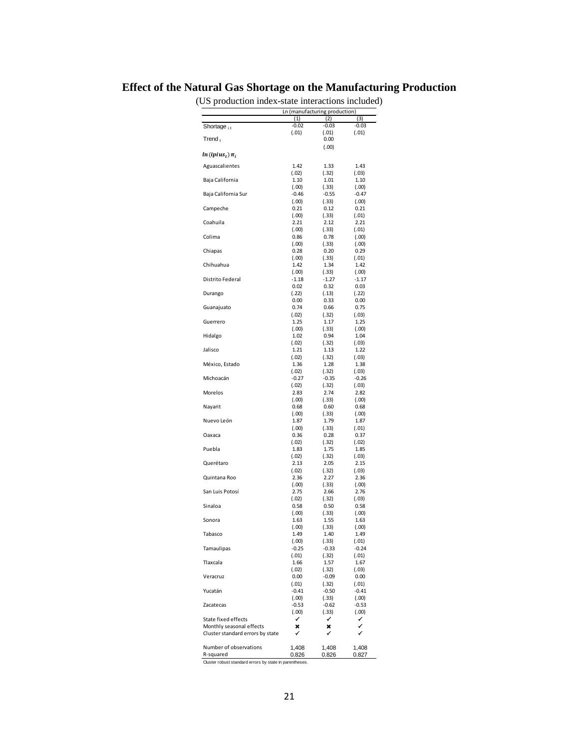# Effect of the Natural Gas Shortage on the Manufacturing Production

(US production index-state interactions included)

| | Ln (manufacturing production) | | |
|---|---|---|---|
| | (1) | (2) | (3) |
| Shortage $_{i,t}$ | -0.02 | -0.03 | -0.03 |
| | (.01) | (.01) | (.01) |
| Trend $_t$ | | 0.00 | |
| | | (.00) | |
| $\boldsymbol{ln(ipius_t)\,\pi_i}$ | | | |
| Aguascalientes | 1.42 | 1.33 | 1.43 |
| | (.02) | (.32) | (.03) |
| Baja California | 1.10 | 1.01 | 1.10 |
| | (.00) | (.33) | (.00) |
| Baja California Sur | -0.46 | -0.55 | -0.47 |
| | (.00) | (.33) | (.00) |
| Campeche | 0.21 | 0.12 | 0.21 |
| | (.00) | (.33) | (.01) |
| Coahuila | 2.21 | 2.12 | 2.21 |
| | (.00) | (.33) | (.01) |
| Colima | 0.86 | 0.78 | (.00) |
| | (.00) | (.33) | (.00) |
| Chiapas | 0.28 | 0.20 | 0.29 |
| | (.00) | (.33) | (.01) |
| Chihuahua | 1.42 | 1.34 | 1.42 |
| | (.00) | (.33) | (.00) |
| Distrito Federal | -1.18 | -1.27 | -1.17 |
| | 0.02 | 0.32 | 0.03 |
| Durango | (.22) | (.13) | (.22) |
| | 0.00 | 0.33 | 0.00 |
| Guanajuato | 0.74 | 0.66 | 0.75 |
| | (.02) | (.32) | (.03) |
| Guerrero | 1.25 | 1.17 | 1.25 |
| | (.00) | (.33) | (.00) |
| Hidalgo | 1.02 | 0.94 | 1.04 |
| | (.02) | (.32) | (.03) |
| Jalisco | 1.21 | 1.13 | 1.22 |
| | (.02) | (.32) | (.03) |
| México, Estado | 1.36 | 1.28 | 1.38 |
| | (.02) | (.32) | (.03) |
| Michoacán | -0.27 | -0.35 | -0.26 |
| | (.02) | (.32) | (.03) |
| Morelos | 2.83 | 2.74 | 2.82 |
| | (.00) | (.33) | (.00) |
| Nayarit | 0.68 | 0.60 | 0.68 |
| | (.00) | (.33) | (.00) |
| Nuevo León | 1.87 | 1.79 | 1.87 |
| | (.00) | (.33) | (.01) |
| Oaxaca | 0.36 | 0.28 | 0.37 |
| | (.02) | (.32) | (.02) |
| Puebla | 1.83 | 1.75 | 1.85 |
| | (.02) | (.32) | (.03) |
| Querétaro | 2.13 | 2.05 | 2.15 |
| | (.02) | (.32) | (.03) |
| Quintana Roo | 2.36 | 2.27 | 2.36 |
| | (.00) | (.33) | (.00) |
| San Luis Potosí | 2.75 | 2.66 | 2.76 |
| | (.02) | (.32) | (.03) |
| Sinaloa | 0.58 | 0.50 | 0.58 |
| | (.00) | (.33) | (.00) |
| Sonora | 1.63 | 1.55 | 1.63 |
| | (.00) | (.33) | (.00) |
| Tabasco | 1.49 | 1.40 | 1.49 |
| | (.00) | (.33) | (.01) |
| Tamaulipas | -0.25 | -0.33 | -0.24 |
| | (.01) | (.32) | (.01) |
| Tlaxcala | 1.66 | 1.57 | 1.67 |
| | (.02) | (.32) | (.03) |
| Veracruz | 0.00 | -0.09 | 0.00 |
| | (.01) | (.32) | (.01) |
| Yucatán | -0.41 | -0.50 | -0.41 |
| | (.00) | (.33) | (.00) |
| Zacatecas | -0.53 | -0.62 | -0.53 |
| | (.00) | (.33) | (.00) |
| State fixed effects | ✓ | ✓ | ✓ |
| Monthly seasonal effects | ✖ | ✖ | ✓ |
| Cluster standard errors by state | ✓ | ✓ | ✓ |
| Number of observations | 1,408 | 1,408 | 1,408 |
| R-squared | 0.826 | 0.826 | 0.827 |

Cluster robust standard errors by state in parentheses.